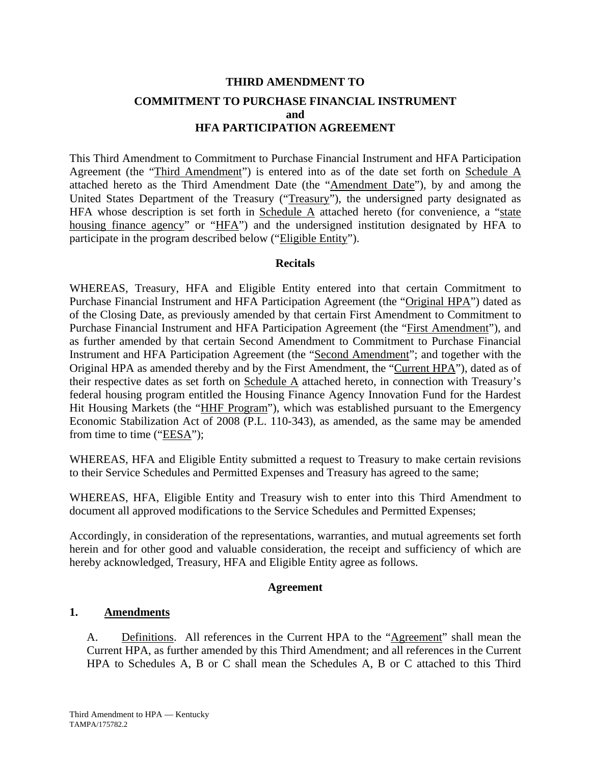# THIRD AMENDMENT TO

## COMMITMENT TO PURCHASE FINANCIAL INSTRUMENT and HFA PARTICIPATION AGREEMENT

This Third Amendment to Commitment to Purchase Financial Instrument and HFA Participation Agreement (the "Third Amendment") is entered into as of the date set forth on Schedule A attached hereto as the Third Amendment Date (the "Amendment Date"), by and among the United States Department of the Treasury ("Treasury"), the undersigned party designated as HFA whose description is set forth in Schedule A attached hereto (for convenience, a "state housing finance agency" or "HFA") and the undersigned institution designated by HFA to participate in the program described below ("Eligible Entity").

### Recitals

WHEREAS, Treasury, HFA and Eligible Entity entered into that certain Commitment to Purchase Financial Instrument and HFA Participation Agreement (the "Original HPA") dated as of the Closing Date, as previously amended by that certain First Amendment to Commitment to Purchase Financial Instrument and HFA Participation Agreement (the "First Amendment"), and as further amended by that certain Second Amendment to Commitment to Purchase Financial Instrument and HFA Participation Agreement (the "Second Amendment"; and together with the Original HPA as amended thereby and by the First Amendment, the "Current HPA"), dated as of their respective dates as set forth on Schedule A attached hereto, in connection with Treasury's federal housing program entitled the Housing Finance Agency Innovation Fund for the Hardest Hit Housing Markets (the "HHF Program"), which was established pursuant to the Emergency Economic Stabilization Act of 2008 (P.L. 110-343), as amended, as the same may be amended from time to time ("EESA");

WHEREAS, HFA and Eligible Entity submitted a request to Treasury to make certain revisions to their Service Schedules and Permitted Expenses and Treasury has agreed to the same;

WHEREAS, HFA, Eligible Entity and Treasury wish to enter into this Third Amendment to document all approved modifications to the Service Schedules and Permitted Expenses;

Accordingly, in consideration of the representations, warranties, and mutual agreements set forth herein and for other good and valuable consideration, the receipt and sufficiency of which are hereby acknowledged, Treasury, HFA and Eligible Entity agree as follows.

### Agreement

**1. Amendments**

A. Definitions. All references in the Current HPA to the "Agreement" shall mean the Current HPA, as further amended by this Third Amendment; and all references in the Current HPA to Schedules A, B or C shall mean the Schedules A, B or C attached to this Third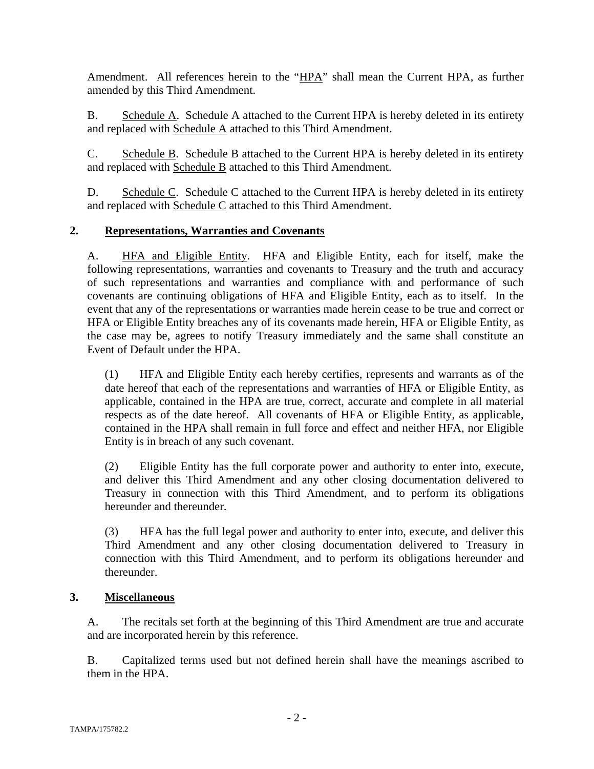Amendment. All references herein to the "HPA" shall mean the Current HPA, as further amended by this Third Amendment.

B. Schedule A. Schedule A attached to the Current HPA is hereby deleted in its entirety and replaced with Schedule A attached to this Third Amendment.

C. Schedule B. Schedule B attached to the Current HPA is hereby deleted in its entirety and replaced with Schedule B attached to this Third Amendment.

D. Schedule C. Schedule C attached to the Current HPA is hereby deleted in its entirety and replaced with Schedule C attached to this Third Amendment.

## 2. Representations, Warranties and Covenants

A. HFA and Eligible Entity. HFA and Eligible Entity, each for itself, make the following representations, warranties and covenants to Treasury and the truth and accuracy of such representations and warranties and compliance with and performance of such covenants are continuing obligations of HFA and Eligible Entity, each as to itself. In the event that any of the representations or warranties made herein cease to be true and correct or HFA or Eligible Entity breaches any of its covenants made herein, HFA or Eligible Entity, as the case may be, agrees to notify Treasury immediately and the same shall constitute an Event of Default under the HPA.

(1) HFA and Eligible Entity each hereby certifies, represents and warrants as of the date hereof that each of the representations and warranties of HFA or Eligible Entity, as applicable, contained in the HPA are true, correct, accurate and complete in all material respects as of the date hereof. All covenants of HFA or Eligible Entity, as applicable, contained in the HPA shall remain in full force and effect and neither HFA, nor Eligible Entity is in breach of any such covenant.

(2) Eligible Entity has the full corporate power and authority to enter into, execute, and deliver this Third Amendment and any other closing documentation delivered to Treasury in connection with this Third Amendment, and to perform its obligations hereunder and thereunder.

(3) HFA has the full legal power and authority to enter into, execute, and deliver this Third Amendment and any other closing documentation delivered to Treasury in connection with this Third Amendment, and to perform its obligations hereunder and thereunder.

## 3. Miscellaneous

A. The recitals set forth at the beginning of this Third Amendment are true and accurate and are incorporated herein by this reference.

B. Capitalized terms used but not defined herein shall have the meanings ascribed to them in the HPA.

TAMPA/175782.2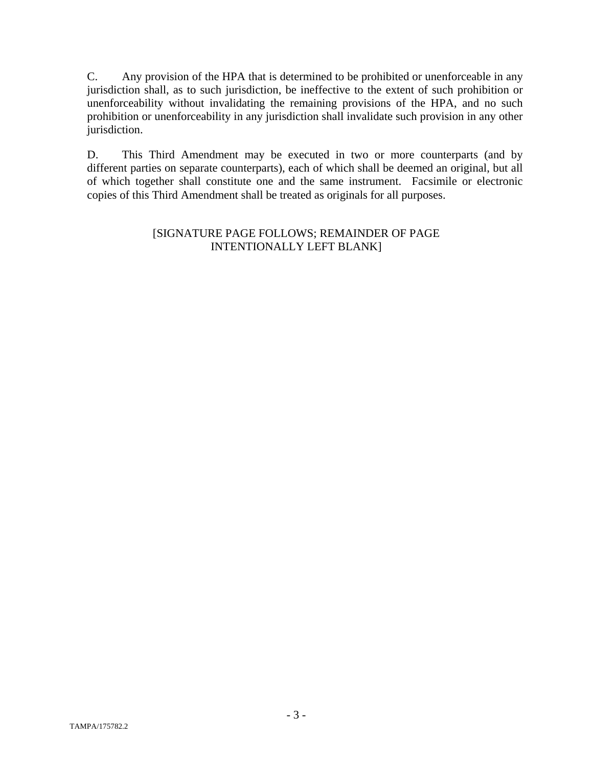C. Any provision of the HPA that is determined to be prohibited or unenforceable in any jurisdiction shall, as to such jurisdiction, be ineffective to the extent of such prohibition or unenforceability without invalidating the remaining provisions of the HPA, and no such prohibition or unenforceability in any jurisdiction shall invalidate such provision in any other jurisdiction.

D. This Third Amendment may be executed in two or more counterparts (and by different parties on separate counterparts), each of which shall be deemed an original, but all of which together shall constitute one and the same instrument. Facsimile or electronic copies of this Third Amendment shall be treated as originals for all purposes.

[SIGNATURE PAGE FOLLOWS; REMAINDER OF PAGE INTENTIONALLY LEFT BLANK]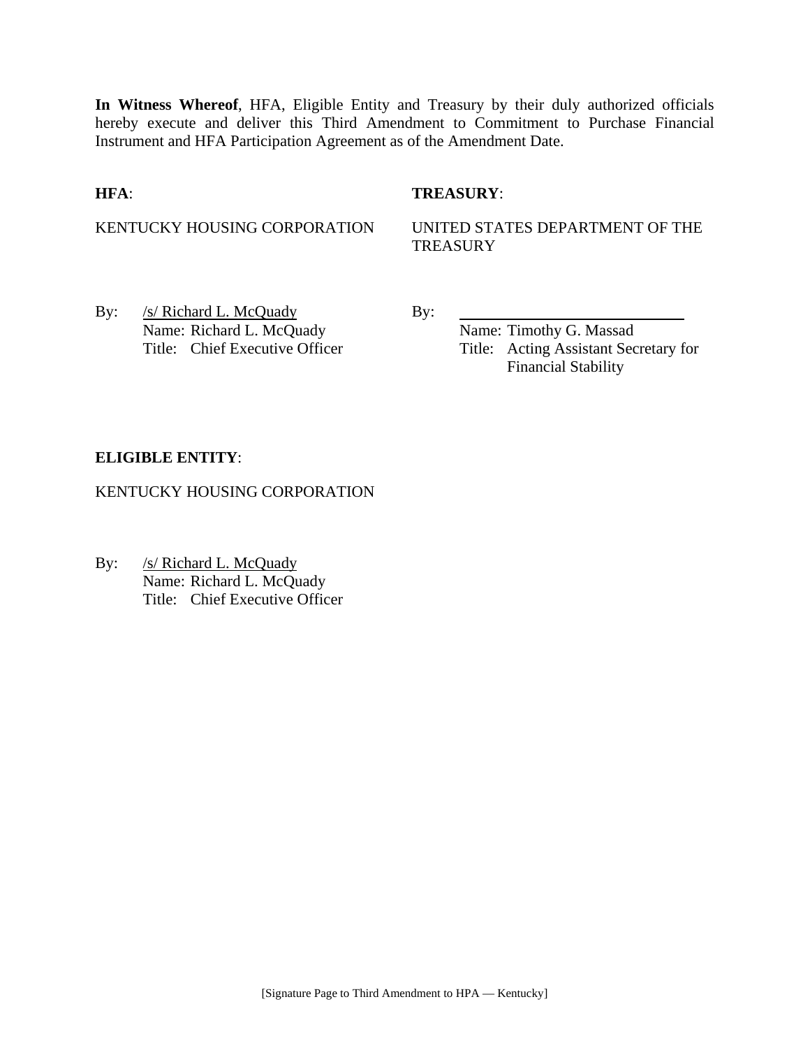**In Witness Whereof**, HFA, Eligible Entity and Treasury by their duly authorized officials hereby execute and deliver this Third Amendment to Commitment to Purchase Financial Instrument and HFA Participation Agreement as of the Amendment Date.

**HFA**:

KENTUCKY HOUSING CORPORATION

By: /s/ Richard L. McQuady
Name: Richard L. McQuady
Title: Chief Executive Officer

**TREASURY**:

UNITED STATES DEPARTMENT OF THE TREASURY

By: ______________________________
Name: Timothy G. Massad
Title: Acting Assistant Secretary for Financial Stability

**ELIGIBLE ENTITY**:

KENTUCKY HOUSING CORPORATION

By: /s/ Richard L. McQuady
Name: Richard L. McQuady
Title: Chief Executive Officer

[Signature Page to Third Amendment to HPA — Kentucky]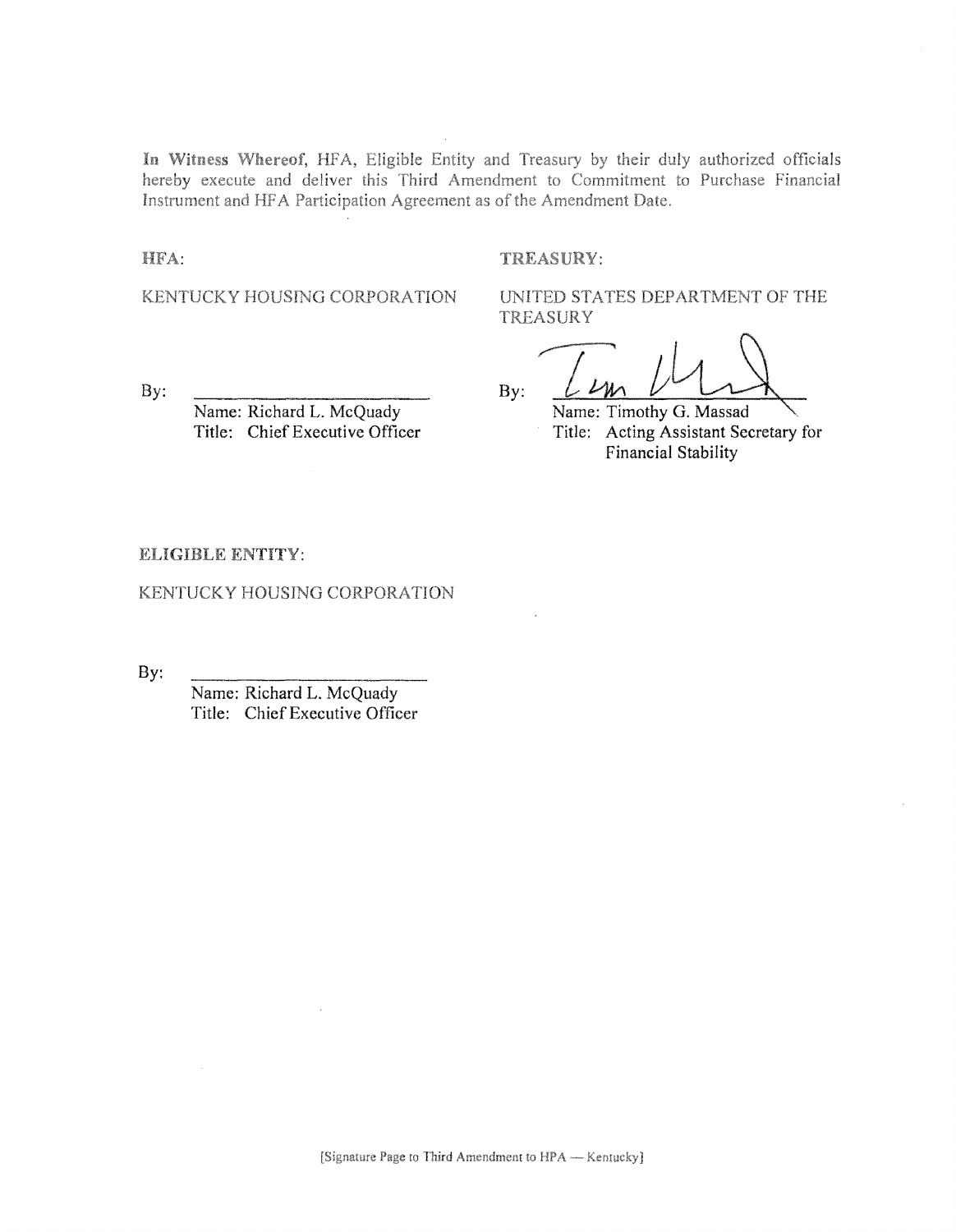**In Witness Whereof,** HFA, Eligible Entity and Treasury by their duly authorized officials hereby execute and deliver this Third Amendment to Commitment to Purchase Financial Instrument and HFA Participation Agreement as of the Amendment Date.

**HFA:**

KENTUCKY HOUSING CORPORATION

By: ____________________________

Name: Richard L. McQuady
Title: Chief Executive Officer

**TREASURY:**

UNITED STATES DEPARTMENT OF THE TREASURY

By: ____________________________

Name: Timothy G. Massad
Title: Acting Assistant Secretary for Financial Stability

**ELIGIBLE ENTITY:**

KENTUCKY HOUSING CORPORATION

By: ____________________________

Name: Richard L. McQuady
Title: Chief Executive Officer

[Signature Page to Third Amendment to HPA — Kentucky]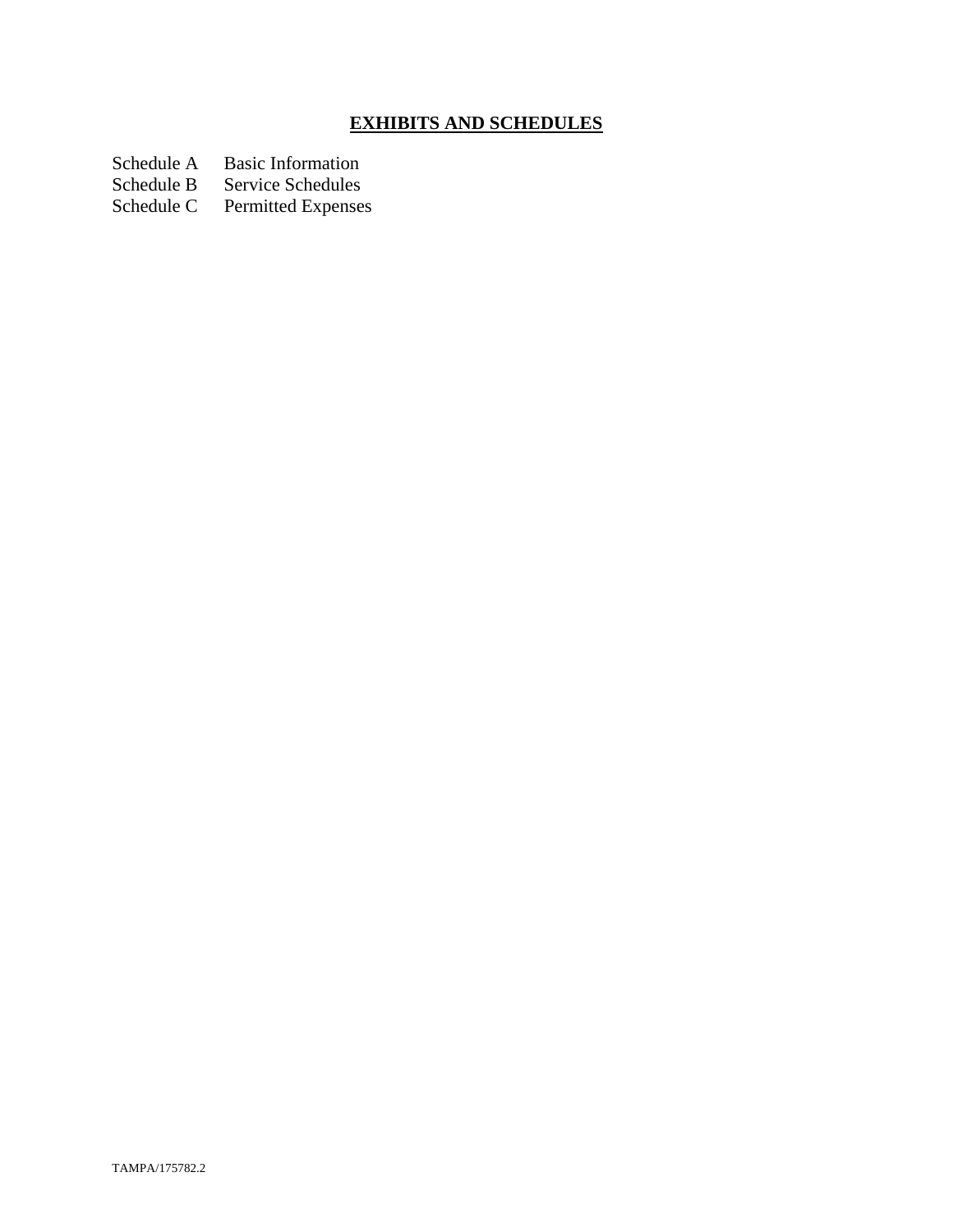# **EXHIBITS AND SCHEDULES**

| | |
|---|---|
| Schedule A | Basic Information |
| Schedule B | Service Schedules |
| Schedule C | Permitted Expenses |

TAMPA/175782.2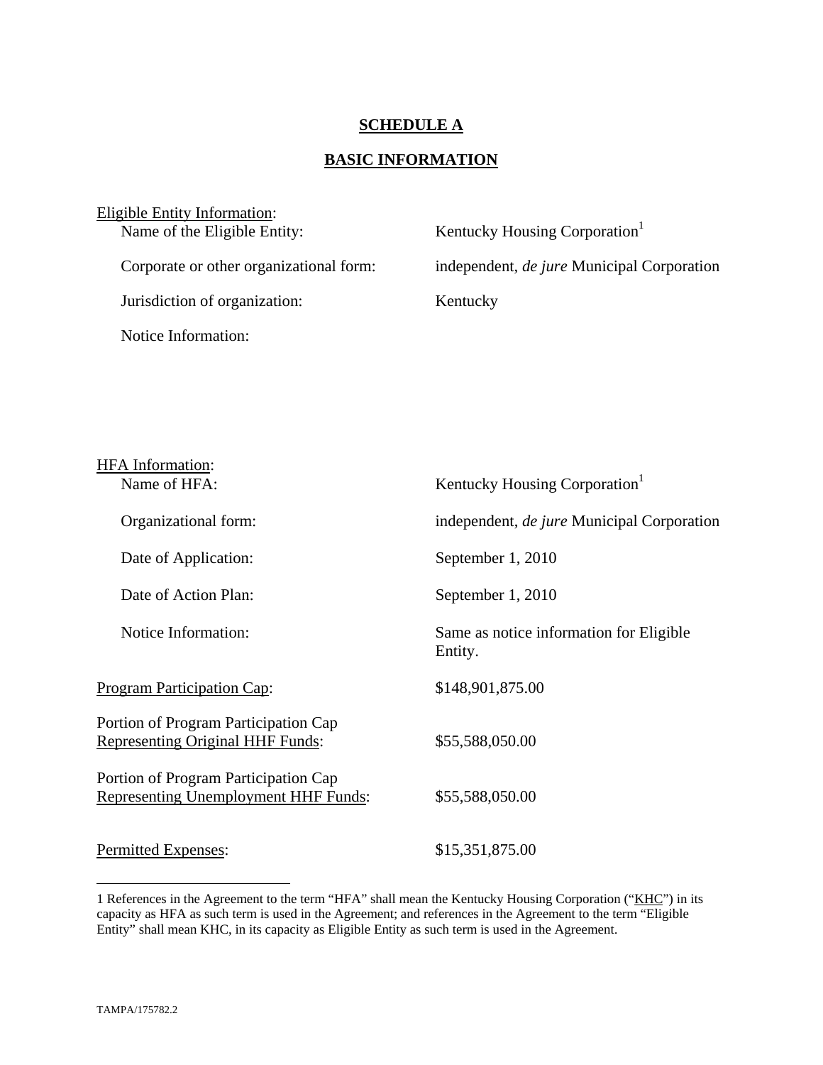# SCHEDULE A

## BASIC INFORMATION

Eligible Entity Information:

| | |
|---|---|
| Name of the Eligible Entity: | Kentucky Housing Corporation[1] |
| Corporate or other organizational form: | independent, *de jure* Municipal Corporation |
| Jurisdiction of organization: | Kentucky |
| Notice Information: | |

HFA Information:

| | |
|---|---|
| Name of HFA: | Kentucky Housing Corporation[1] |
| Organizational form: | independent, *de jure* Municipal Corporation |
| Date of Application: | September 1, 2010 |
| Date of Action Plan: | September 1, 2010 |
| Notice Information: | Same as notice information for Eligible Entity. |

| | |
|---|---|
| Program Participation Cap: | $148,901,875.00 |
| Portion of Program Participation Cap Representing Original HHF Funds: | $55,588,050.00 |
| Portion of Program Participation Cap Representing Unemployment HHF Funds: | $55,588,050.00 |
| Permitted Expenses: | $15,351,875.00 |

---

1 References in the Agreement to the term "HFA" shall mean the Kentucky Housing Corporation ("KHC") in its capacity as HFA as such term is used in the Agreement; and references in the Agreement to the term "Eligible Entity" shall mean KHC, in its capacity as Eligible Entity as such term is used in the Agreement.

TAMPA/175782.2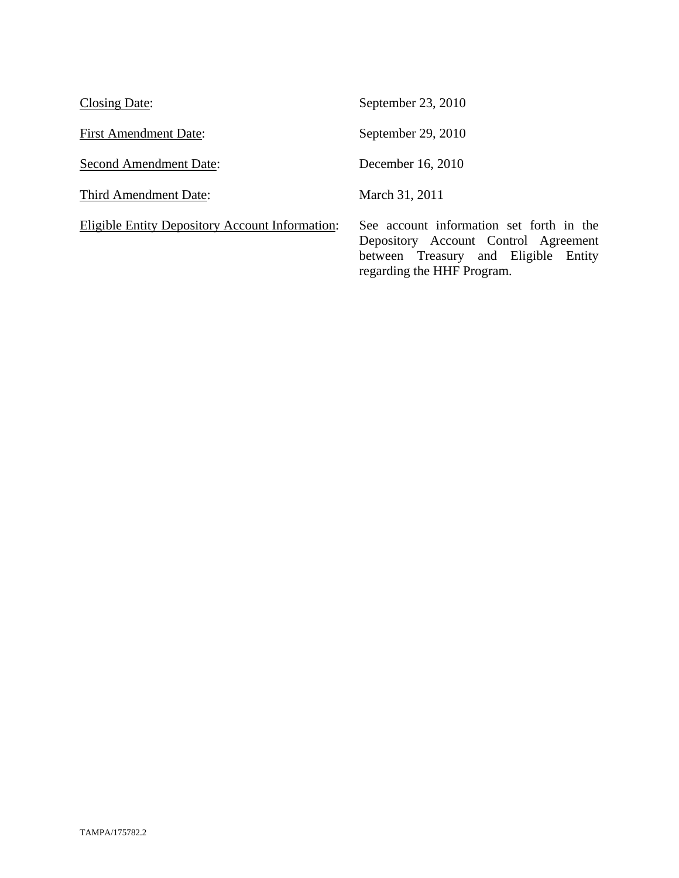| | |
|---|---|
| <u>Closing Date</u>: | September 23, 2010 |
| <u>First Amendment Date</u>: | September 29, 2010 |
| <u>Second Amendment Date</u>: | December 16, 2010 |
| <u>Third Amendment Date</u>: | March 31, 2011 |
| <u>Eligible Entity Depository Account Information</u>: | See account information set forth in the Depository Account Control Agreement between Treasury and Eligible Entity regarding the HHF Program. |

TAMPA/175782.2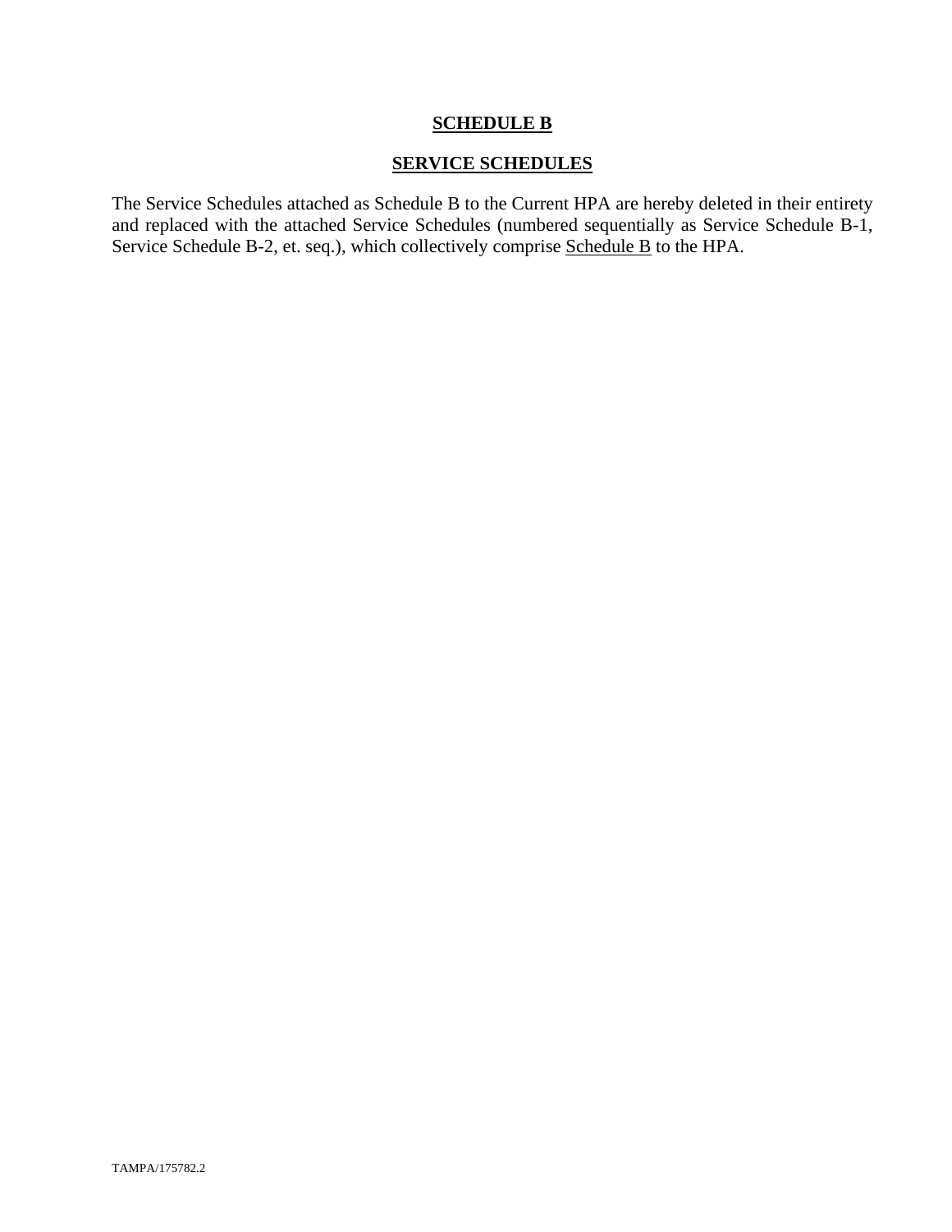## SCHEDULE B

## SERVICE SCHEDULES

The Service Schedules attached as Schedule B to the Current HPA are hereby deleted in their entirety and replaced with the attached Service Schedules (numbered sequentially as Service Schedule B-1, Service Schedule B-2, et. seq.), which collectively comprise Schedule B to the HPA.

TAMPA/175782.2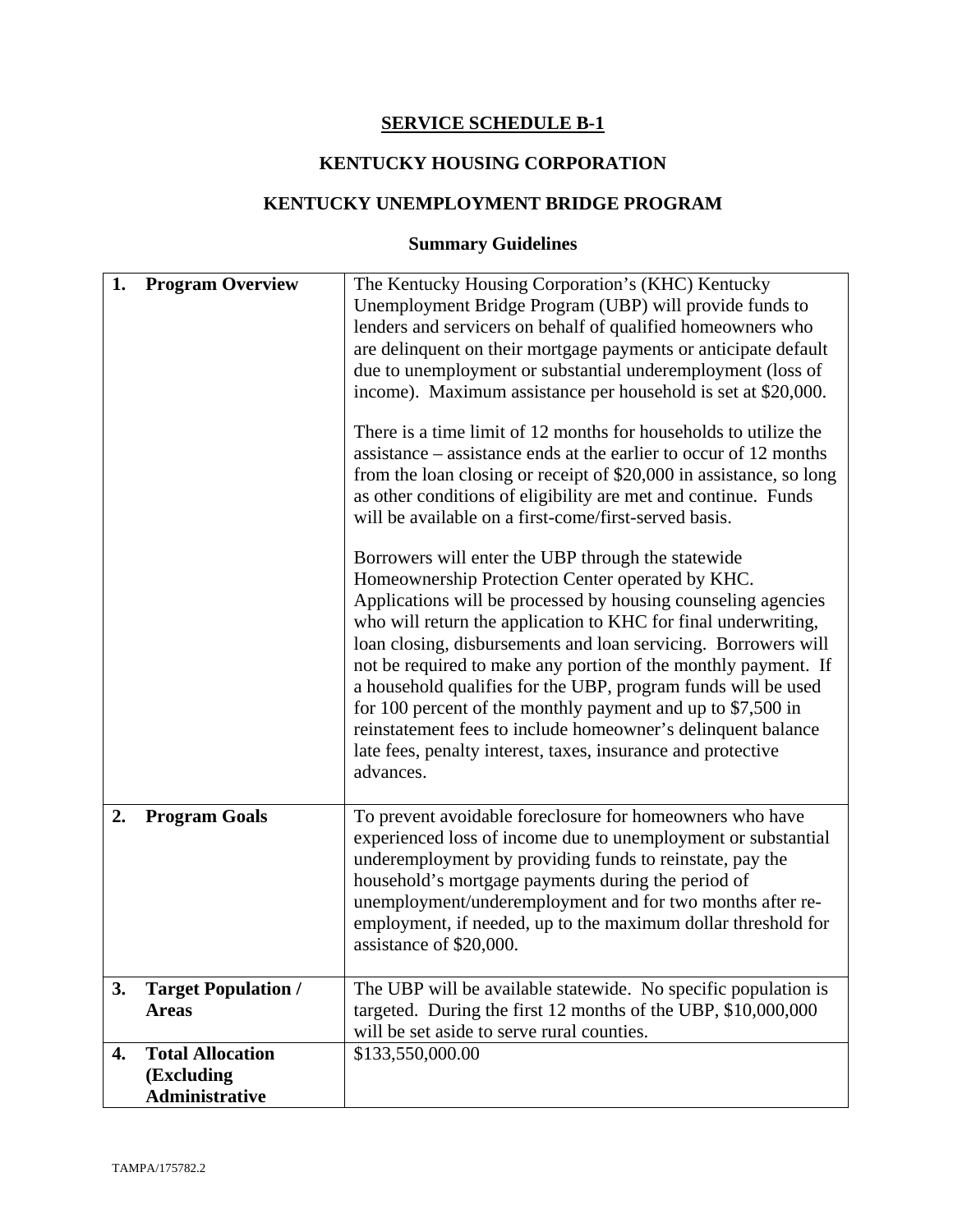# SERVICE SCHEDULE B-1

## KENTUCKY HOUSING CORPORATION

## KENTUCKY UNEMPLOYMENT BRIDGE PROGRAM

### Summary Guidelines

| | |
|---|---|
| **1. Program Overview** | The Kentucky Housing Corporation's (KHC) Kentucky Unemployment Bridge Program (UBP) will provide funds to lenders and servicers on behalf of qualified homeowners who are delinquent on their mortgage payments or anticipate default due to unemployment or substantial underemployment (loss of income). Maximum assistance per household is set at $20,000.<br><br>There is a time limit of 12 months for households to utilize the assistance – assistance ends at the earlier to occur of 12 months from the loan closing or receipt of $20,000 in assistance, so long as other conditions of eligibility are met and continue. Funds will be available on a first-come/first-served basis.<br><br>Borrowers will enter the UBP through the statewide Homeownership Protection Center operated by KHC. Applications will be processed by housing counseling agencies who will return the application to KHC for final underwriting, loan closing, disbursements and loan servicing. Borrowers will not be required to make any portion of the monthly payment. If a household qualifies for the UBP, program funds will be used for 100 percent of the monthly payment and up to $7,500 in reinstatement fees to include homeowner's delinquent balance late fees, penalty interest, taxes, insurance and protective advances. |
| **2. Program Goals** | To prevent avoidable foreclosure for homeowners who have experienced loss of income due to unemployment or substantial underemployment by providing funds to reinstate, pay the household's mortgage payments during the period of unemployment/underemployment and for two months after re-employment, if needed, up to the maximum dollar threshold for assistance of $20,000. |
| **3. Target Population / Areas** | The UBP will be available statewide. No specific population is targeted. During the first 12 months of the UBP, $10,000,000 will be set aside to serve rural counties. |
| **4. Total Allocation (Excluding Administrative** | $133,550,000.00 |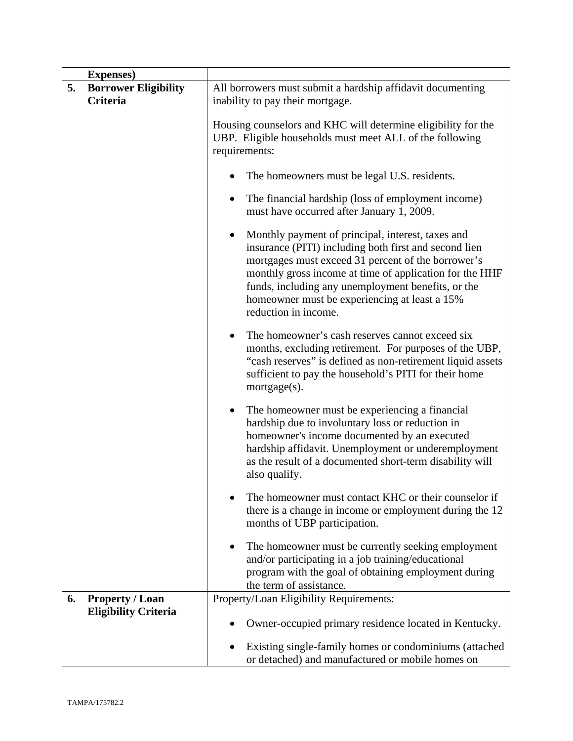| | | |
|---|---|---|
| | **Expenses)** | |
| **5.** | **Borrower Eligibility Criteria** | All borrowers must submit a hardship affidavit documenting inability to pay their mortgage.<br><br>Housing counselors and KHC will determine eligibility for the UBP. Eligible households must meet <u>ALL</u> of the following requirements:<br><br>• The homeowners must be legal U.S. residents.<br><br>• The financial hardship (loss of employment income) must have occurred after January 1, 2009.<br><br>• Monthly payment of principal, interest, taxes and insurance (PITI) including both first and second lien mortgages must exceed 31 percent of the borrower's monthly gross income at time of application for the HHF funds, including any unemployment benefits, or the homeowner must be experiencing at least a 15% reduction in income.<br><br>• The homeowner's cash reserves cannot exceed six months, excluding retirement. For purposes of the UBP, "cash reserves" is defined as non-retirement liquid assets sufficient to pay the household's PITI for their home mortgage(s).<br><br>• The homeowner must be experiencing a financial hardship due to involuntary loss or reduction in homeowner's income documented by an executed hardship affidavit. Unemployment or underemployment as the result of a documented short-term disability will also qualify.<br><br>• The homeowner must contact KHC or their counselor if there is a change in income or employment during the 12 months of UBP participation.<br><br>• The homeowner must be currently seeking employment and/or participating in a job training/educational program with the goal of obtaining employment during the term of assistance. |
| **6.** | **Property / Loan Eligibility Criteria** | Property/Loan Eligibility Requirements:<br><br>• Owner-occupied primary residence located in Kentucky.<br><br>• Existing single-family homes or condominiums (attached or detached) and manufactured or mobile homes on |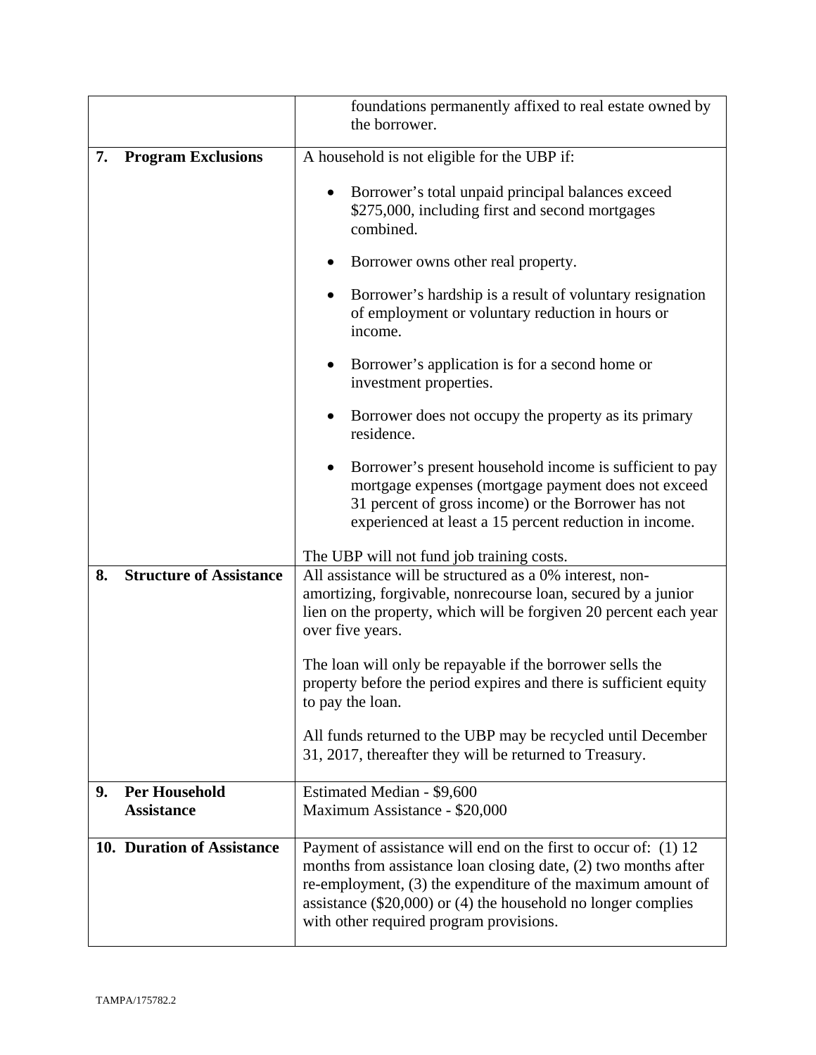| | |
|---|---|
| | foundations permanently affixed to real estate owned by the borrower. |
| **7. Program Exclusions** | A household is not eligible for the UBP if:<br><br>• Borrower's total unpaid principal balances exceed \$275,000, including first and second mortgages combined.<br>• Borrower owns other real property.<br>• Borrower's hardship is a result of voluntary resignation of employment or voluntary reduction in hours or income.<br>• Borrower's application is for a second home or investment properties.<br>• Borrower does not occupy the property as its primary residence.<br>• Borrower's present household income is sufficient to pay mortgage expenses (mortgage payment does not exceed 31 percent of gross income) or the Borrower has not experienced at least a 15 percent reduction in income.<br><br>The UBP will not fund job training costs. |
| **8. Structure of Assistance** | All assistance will be structured as a 0% interest, non-amortizing, forgivable, nonrecourse loan, secured by a junior lien on the property, which will be forgiven 20 percent each year over five years.<br><br>The loan will only be repayable if the borrower sells the property before the period expires and there is sufficient equity to pay the loan.<br><br>All funds returned to the UBP may be recycled until December 31, 2017, thereafter they will be returned to Treasury. |
| **9. Per Household Assistance** | Estimated Median - \$9,600<br>Maximum Assistance - \$20,000 |
| **10. Duration of Assistance** | Payment of assistance will end on the first to occur of: (1) 12 months from assistance loan closing date, (2) two months after re-employment, (3) the expenditure of the maximum amount of assistance (\$20,000) or (4) the household no longer complies with other required program provisions. |

TAMPA/175782.2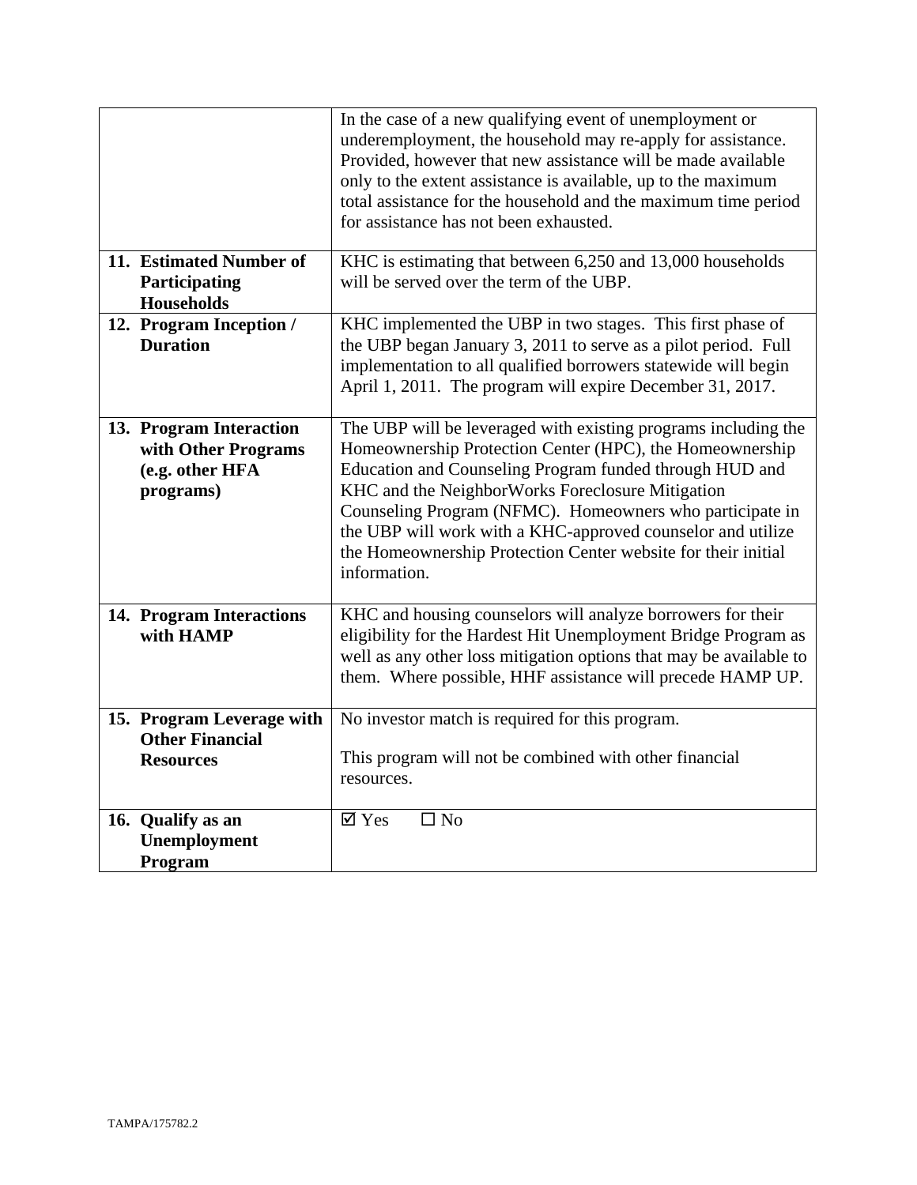| | |
|---|---|
| | In the case of a new qualifying event of unemployment or underemployment, the household may re-apply for assistance. Provided, however that new assistance will be made available only to the extent assistance is available, up to the maximum total assistance for the household and the maximum time period for assistance has not been exhausted. |
| **11. Estimated Number of Participating Households** | KHC is estimating that between 6,250 and 13,000 households will be served over the term of the UBP. |
| **12. Program Inception / Duration** | KHC implemented the UBP in two stages. This first phase of the UBP began January 3, 2011 to serve as a pilot period. Full implementation to all qualified borrowers statewide will begin April 1, 2011. The program will expire December 31, 2017. |
| **13. Program Interaction with Other Programs (e.g. other HFA programs)** | The UBP will be leveraged with existing programs including the Homeownership Protection Center (HPC), the Homeownership Education and Counseling Program funded through HUD and KHC and the NeighborWorks Foreclosure Mitigation Counseling Program (NFMC). Homeowners who participate in the UBP will work with a KHC-approved counselor and utilize the Homeownership Protection Center website for their initial information. |
| **14. Program Interactions with HAMP** | KHC and housing counselors will analyze borrowers for their eligibility for the Hardest Hit Unemployment Bridge Program as well as any other loss mitigation options that may be available to them. Where possible, HHF assistance will precede HAMP UP. |
| **15. Program Leverage with Other Financial Resources** | No investor match is required for this program.<br><br>This program will not be combined with other financial resources. |
| **16. Qualify as an Unemployment Program** | ☑ Yes ☐ No |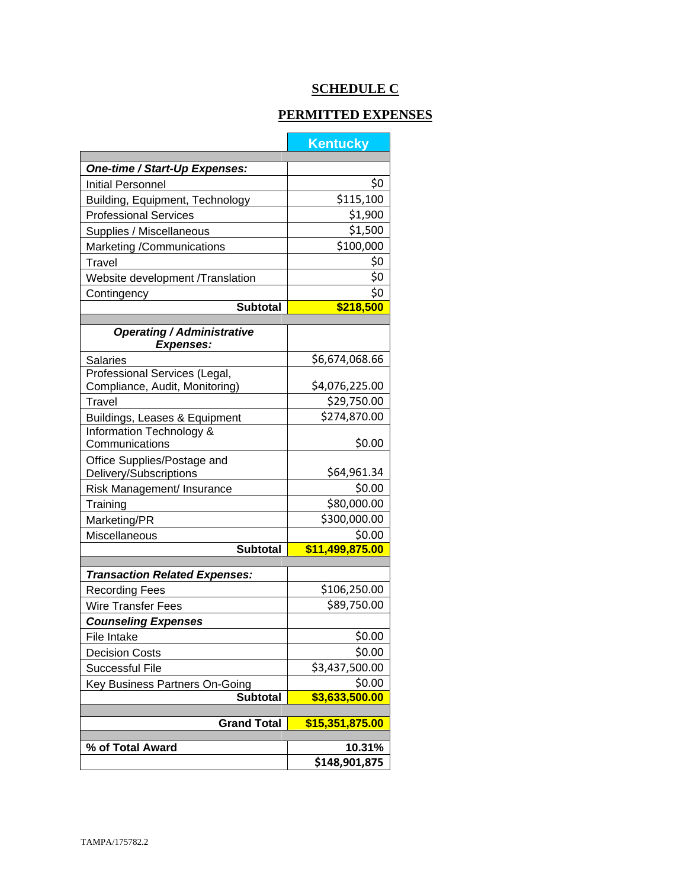# SCHEDULE C

## PERMITTED EXPENSES

| | Kentucky |
|---|---|
| ***One-time / Start-Up Expenses:*** | |
| Initial Personnel | $0 |
| Building, Equipment, Technology | $115,100 |
| Professional Services | $1,900 |
| Supplies / Miscellaneous | $1,500 |
| Marketing /Communications | $100,000 |
| Travel | $0 |
| Website development /Translation | $0 |
| Contingency | $0 |
| **Subtotal** | **$218,500** |
| ***Operating / Administrative Expenses:*** | |
| Salaries | $6,674,068.66 |
| Professional Services (Legal, Compliance, Audit, Monitoring) | $4,076,225.00 |
| Travel | $29,750.00 |
| Buildings, Leases & Equipment | $274,870.00 |
| Information Technology & Communications | $0.00 |
| Office Supplies/Postage and Delivery/Subscriptions | $64,961.34 |
| Risk Management/ Insurance | $0.00 |
| Training | $80,000.00 |
| Marketing/PR | $300,000.00 |
| Miscellaneous | $0.00 |
| **Subtotal** | **$11,499,875.00** |
| ***Transaction Related Expenses:*** | |
| Recording Fees | $106,250.00 |
| Wire Transfer Fees | $89,750.00 |
| ***Counseling Expenses*** | |
| File Intake | $0.00 |
| Decision Costs | $0.00 |
| Successful File | $3,437,500.00 |
| Key Business Partners On-Going | $0.00 |
| **Subtotal** | **$3,633,500.00** |
| **Grand Total** | **$15,351,875.00** |
| **% of Total Award** | **10.31%** |
| | **$148,901,875** |

TAMPA/175782.2